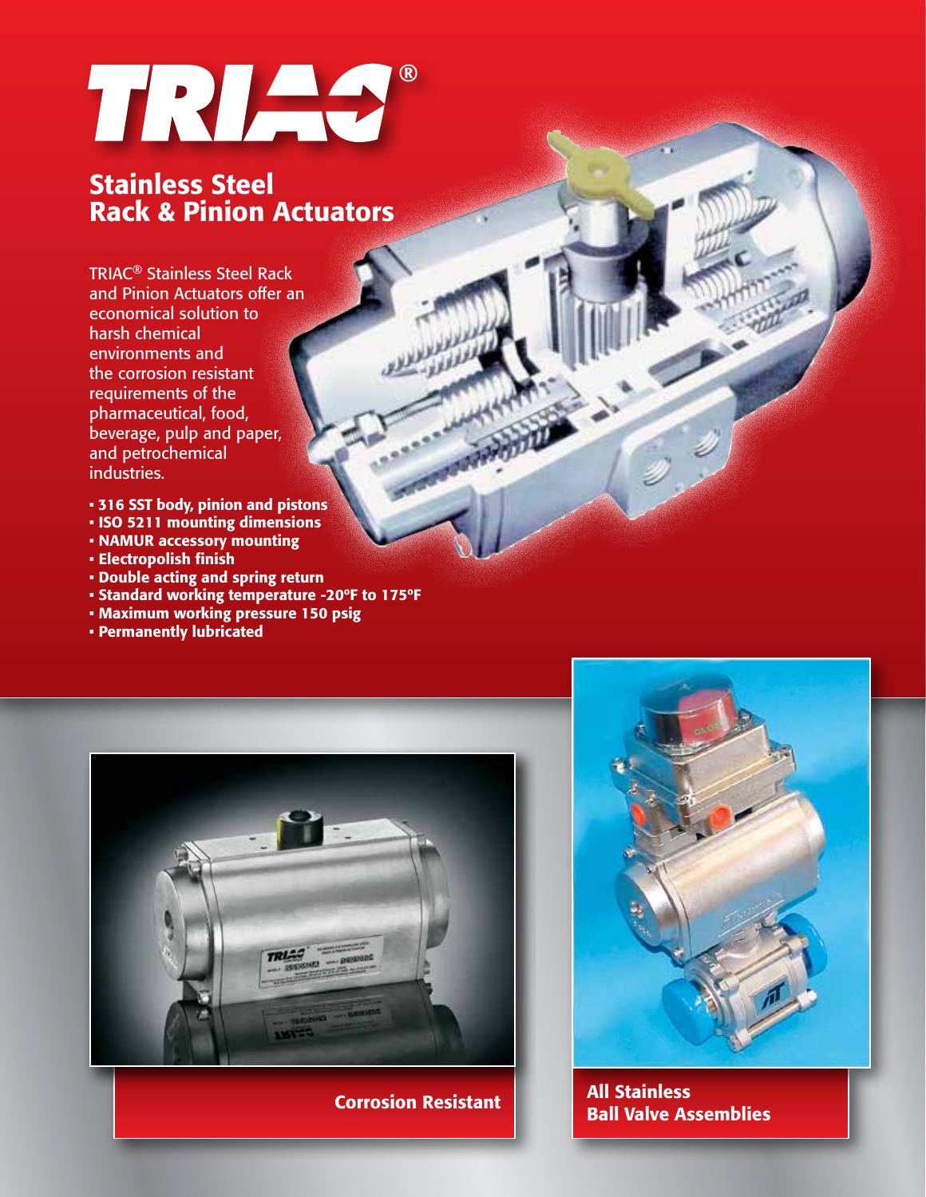# TRIAC®

## Stainless Steel Rack & Pinion Actuators

TRIAC® Stainless Steel Rack and Pinion Actuators offer an economical solution to harsh chemical environments and the corrosion resistant requirements of the pharmaceutical, food, beverage, pulp and paper, and petrochemical industries.

- **316 SST body, pinion and pistons**
- **ISO 5211 mounting dimensions**
- **NAMUR accessory mounting**
- **Electropolish finish**
- **Double acting and spring return**
- **Standard working temperature -20ºF to 175ºF**
- **Maximum working pressure 150 psig**
- **Permanently lubricated**

**Corrosion Resistant**

**All Stainless Ball Valve Assemblies**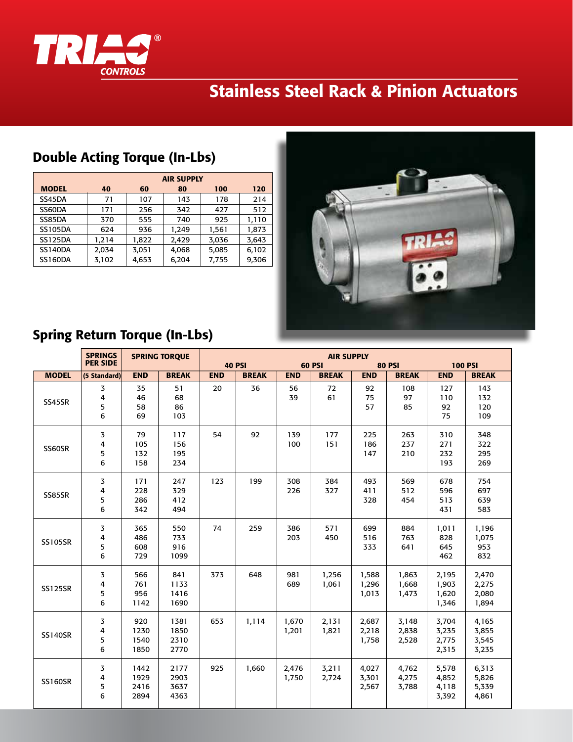# TRIAC CONTROLS

## Stainless Steel Rack & Pinion Actuators

### Double Acting Torque (In-Lbs)

| MODEL | AIR SUPPLY 40 | 60 | 80 | 100 | 120 |
|---|---|---|---|---|---|
| SS45DA | 71 | 107 | 143 | 178 | 214 |
| SS60DA | 171 | 256 | 342 | 427 | 512 |
| SS85DA | 370 | 555 | 740 | 925 | 1,110 |
| SS105DA | 624 | 936 | 1,249 | 1,561 | 1,873 |
| SS125DA | 1,214 | 1,822 | 2,429 | 3,036 | 3,643 |
| SS140DA | 2,034 | 3,051 | 4,068 | 5,085 | 6,102 |
| SS160DA | 3,102 | 4,653 | 6,204 | 7,755 | 9,306 |

### Spring Return Torque (In-Lbs)

| | SPRINGS PER SIDE | SPRING TORQUE | | AIR SUPPLY 40 PSI | | 60 PSI | | 80 PSI | | 100 PSI | |
|---|---|---|---|---|---|---|---|---|---|---|---|
| MODEL | (5 Standard) | END | BREAK | END | BREAK | END | BREAK | END | BREAK | END | BREAK |
| SS45SR | 3 | 35 | 51 | 20 | 36 | 56 | 72 | 92 | 108 | 127 | 143 |
| | 4 | 46 | 68 | | | 39 | 61 | 75 | 97 | 110 | 132 |
| | 5 | 58 | 86 | | | | | 57 | 85 | 92 | 120 |
| | 6 | 69 | 103 | | | | | | | 75 | 109 |
| SS60SR | 3 | 79 | 117 | 54 | 92 | 139 | 177 | 225 | 263 | 310 | 348 |
| | 4 | 105 | 156 | | | 100 | 151 | 186 | 237 | 271 | 322 |
| | 5 | 132 | 195 | | | | | 147 | 210 | 232 | 295 |
| | 6 | 158 | 234 | | | | | | | 193 | 269 |
| SS85SR | 3 | 171 | 247 | 123 | 199 | 308 | 384 | 493 | 569 | 678 | 754 |
| | 4 | 228 | 329 | | | 226 | 327 | 411 | 512 | 596 | 697 |
| | 5 | 286 | 412 | | | | | 328 | 454 | 513 | 639 |
| | 6 | 342 | 494 | | | | | | | 431 | 583 |
| SS105SR | 3 | 365 | 550 | 74 | 259 | 386 | 571 | 699 | 884 | 1,011 | 1,196 |
| | 4 | 486 | 733 | | | 203 | 450 | 516 | 763 | 828 | 1,075 |
| | 5 | 608 | 916 | | | | | 333 | 641 | 645 | 953 |
| | 6 | 729 | 1099 | | | | | | | 462 | 832 |
| SS125SR | 3 | 566 | 841 | 373 | 648 | 981 | 1,256 | 1,588 | 1,863 | 2,195 | 2,470 |
| | 4 | 761 | 1133 | | | 689 | 1,061 | 1,296 | 1,668 | 1,903 | 2,275 |
| | 5 | 956 | 1416 | | | | | 1,013 | 1,473 | 1,620 | 2,080 |
| | 6 | 1142 | 1690 | | | | | | | 1,346 | 1,894 |
| SS140SR | 3 | 920 | 1381 | 653 | 1,114 | 1,670 | 2,131 | 2,687 | 3,148 | 3,704 | 4,165 |
| | 4 | 1230 | 1850 | | | 1,201 | 1,821 | 2,218 | 2,838 | 3,235 | 3,855 |
| | 5 | 1540 | 2310 | | | | | 1,758 | 2,528 | 2,775 | 3,545 |
| | 6 | 1850 | 2770 | | | | | | | 2,315 | 3,235 |
| SS160SR | 3 | 1442 | 2177 | 925 | 1,660 | 2,476 | 3,211 | 4,027 | 4,762 | 5,578 | 6,313 |
| | 4 | 1929 | 2903 | | | 1,750 | 2,724 | 3,301 | 4,275 | 4,852 | 5,826 |
| | 5 | 2416 | 3637 | | | | | 2,567 | 3,788 | 4,118 | 5,339 |
| | 6 | 2894 | 4363 | | | | | | | 3,392 | 4,861 |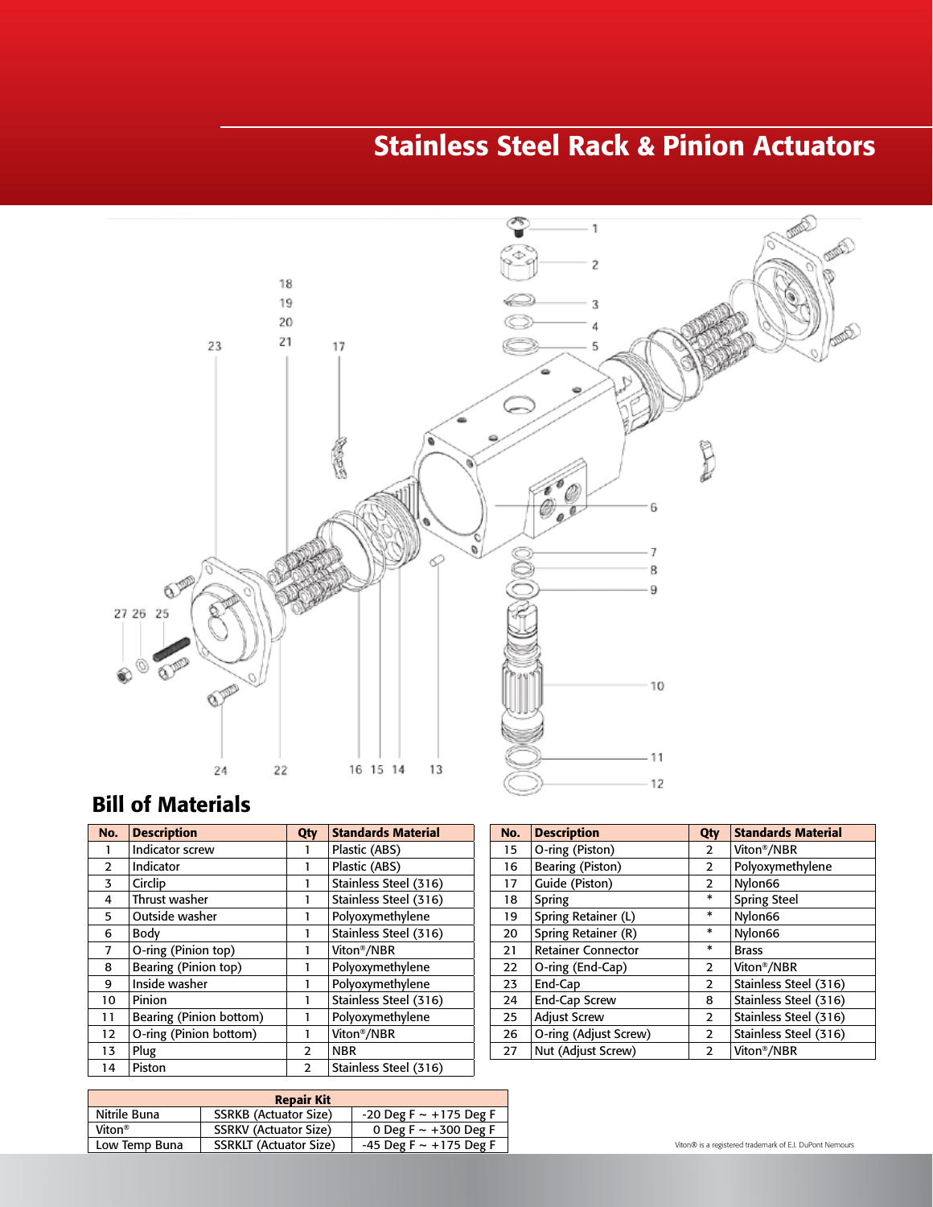# Stainless Steel Rack & Pinion Actuators

## Bill of Materials

| No. | Description | Qty | Standards Material |
|---|---|---|---|
| 1 | Indicator screw | 1 | Plastic (ABS) |
| 2 | Indicator | 1 | Plastic (ABS) |
| 3 | Circlip | 1 | Stainless Steel (316) |
| 4 | Thrust washer | 1 | Stainless Steel (316) |
| 5 | Outside washer | 1 | Polyoxymethylene |
| 6 | Body | 1 | Stainless Steel (316) |
| 7 | O-ring (Pinion top) | 1 | Viton®/NBR |
| 8 | Bearing (Pinion top) | 1 | Polyoxymethylene |
| 9 | Inside washer | 1 | Polyoxymethylene |
| 10 | Pinion | 1 | Stainless Steel (316) |
| 11 | Bearing (Pinion bottom) | 1 | Polyoxymethylene |
| 12 | O-ring (Pinion bottom) | 1 | Viton®/NBR |
| 13 | Plug | 2 | NBR |
| 14 | Piston | 2 | Stainless Steel (316) |
| 15 | O-ring (Piston) | 2 | Viton®/NBR |
| 16 | Bearing (Piston) | 2 | Polyoxymethylene |
| 17 | Guide (Piston) | 2 | Nylon66 |
| 18 | Spring | * | Spring Steel |
| 19 | Spring Retainer (L) | * | Nylon66 |
| 20 | Spring Retainer (R) | * | Nylon66 |
| 21 | Retainer Connector | * | Brass |
| 22 | O-ring (End-Cap) | 2 | Viton®/NBR |
| 23 | End-Cap | 2 | Stainless Steel (316) |
| 24 | End-Cap Screw | 8 | Stainless Steel (316) |
| 25 | Adjust Screw | 2 | Stainless Steel (316) |
| 26 | O-ring (Adjust Screw) | 2 | Stainless Steel (316) |
| 27 | Nut (Adjust Screw) | 2 | Viton®/NBR |

| Repair Kit | | |
|---|---|---|
| Nitrile Buna | SSRKB (Actuator Size) | -20 Deg F ~ +175 Deg F |
| Viton® | SSRKV (Actuator Size) | 0 Deg F ~ +300 Deg F |
| Low Temp Buna | SSRKLT (Actuator Size) | -45 Deg F ~ +175 Deg F |

Viton® is a registered trademark of E.I. DuPont Nemours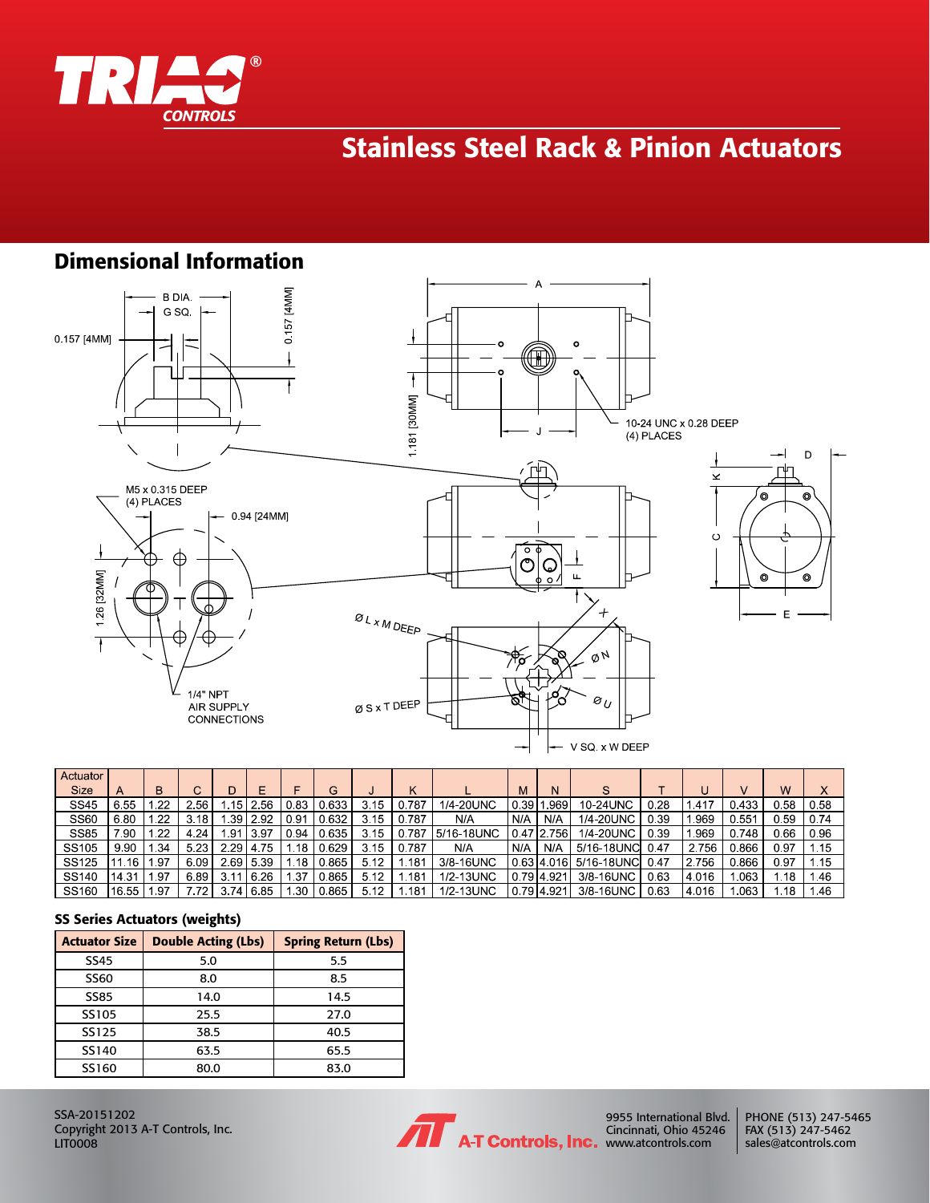## Stainless Steel Rack & Pinion Actuators

## Dimensional Information

B DIA.
G SQ.
0.157 [4MM]
0.157 [4MM]
A
1.181 [30MM]
J
10-24 UNC x 0.28 DEEP
(4) PLACES
D
K
C
E
M5 x 0.315 DEEP
(4) PLACES
0.94 [24MM]
1.26 [32MM]
F
1/4" NPT
AIR SUPPLY
CONNECTIONS
Ø L x M DEEP
Ø S x T DEEP
X
Ø N
Ø U
V SQ. x W DEEP

| Actuator Size | A | B | C | D | E | F | G | J | K | L | M | N | S | T | U | V | W | X |
|---|---|---|---|---|---|---|---|---|---|---|---|---|---|---|---|---|---|---|
| SS45 | 6.55 | 1.22 | 2.56 | 1.15 | 2.56 | 0.83 | 0.633 | 3.15 | 0.787 | 1/4-20UNC | 0.39 | 1.969 | 10-24UNC | 0.28 | 1.417 | 0.433 | 0.58 | 0.58 |
| SS60 | 6.80 | 1.22 | 3.18 | 1.39 | 2.92 | 0.91 | 0.632 | 3.15 | 0.787 | N/A | N/A | N/A | 1/4-20UNC | 0.39 | 1.969 | 0.551 | 0.59 | 0.74 |
| SS85 | 7.90 | 1.22 | 4.24 | 1.91 | 3.97 | 0.94 | 0.635 | 3.15 | 0.787 | 5/16-18UNC | 0.47 | 2.756 | 1/4-20UNC | 0.39 | 1.969 | 0.748 | 0.66 | 0.96 |
| SS105 | 9.90 | 1.34 | 5.23 | 2.29 | 4.75 | 1.18 | 0.629 | 3.15 | 0.787 | N/A | N/A | N/A | 5/16-18UNC | 0.47 | 2.756 | 0.866 | 0.97 | 1.15 |
| SS125 | 11.16 | 1.97 | 6.09 | 2.69 | 5.39 | 1.18 | 0.865 | 5.12 | 1.181 | 3/8-16UNC | 0.63 | 4.016 | 5/16-18UNC | 0.47 | 2.756 | 0.866 | 0.97 | 1.15 |
| SS140 | 14.31 | 1.97 | 6.89 | 3.11 | 6.26 | 1.37 | 0.865 | 5.12 | 1.181 | 1/2-13UNC | 0.79 | 4.921 | 3/8-16UNC | 0.63 | 4.016 | 1.063 | 1.18 | 1.46 |
| SS160 | 16.55 | 1.97 | 7.72 | 3.74 | 6.85 | 1.30 | 0.865 | 5.12 | 1.181 | 1/2-13UNC | 0.79 | 4.921 | 3/8-16UNC | 0.63 | 4.016 | 1.063 | 1.18 | 1.46 |

### SS Series Actuators (weights)

| Actuator Size | Double Acting (Lbs) | Spring Return (Lbs) |
|---|---|---|
| SS45 | 5.0 | 5.5 |
| SS60 | 8.0 | 8.5 |
| SS85 | 14.0 | 14.5 |
| SS105 | 25.5 | 27.0 |
| SS125 | 38.5 | 40.5 |
| SS140 | 63.5 | 65.5 |
| SS160 | 80.0 | 83.0 |

SSA-20151202
Copyright 2013 A-T Controls, Inc.
LIT0008

A-T Controls, Inc.
9955 International Blvd.
Cincinnati, Ohio 45246
www.atcontrols.com

PHONE (513) 247-5465
FAX (513) 247-5462
sales@atcontrols.com